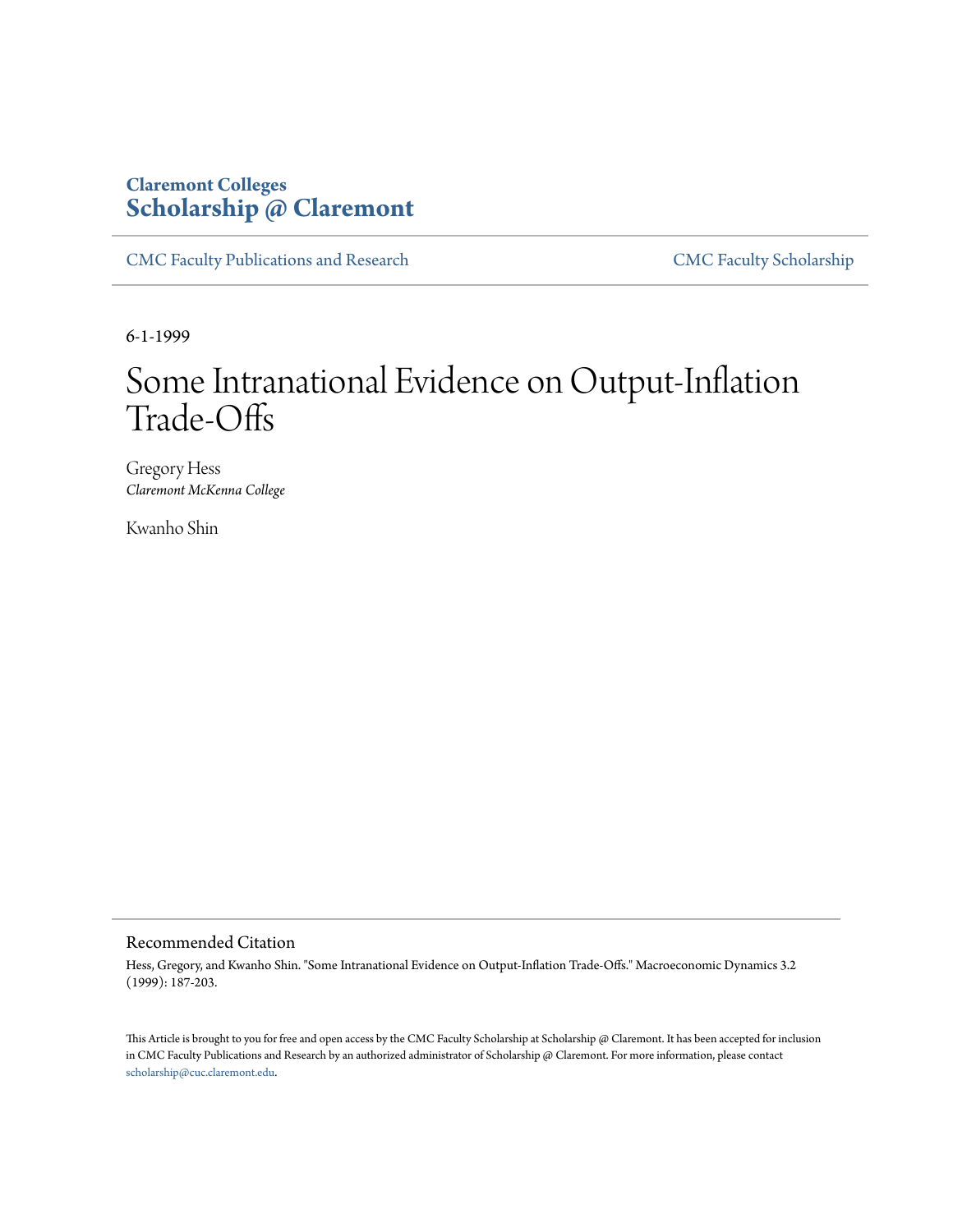Claremont Colleges
**Scholarship @ Claremont**

CMC Faculty Publications and Research

CMC Faculty Scholarship

6-1-1999

# Some Intranational Evidence on Output-Inflation Trade-Offs

Gregory Hess
*Claremont McKenna College*

Kwanho Shin

## Recommended Citation

Hess, Gregory, and Kwanho Shin. "Some Intranational Evidence on Output-Inflation Trade-Offs." Macroeconomic Dynamics 3.2 (1999): 187-203.

This Article is brought to you for free and open access by the CMC Faculty Scholarship at Scholarship @ Claremont. It has been accepted for inclusion in CMC Faculty Publications and Research by an authorized administrator of Scholarship @ Claremont. For more information, please contact scholarship@cuc.claremont.edu.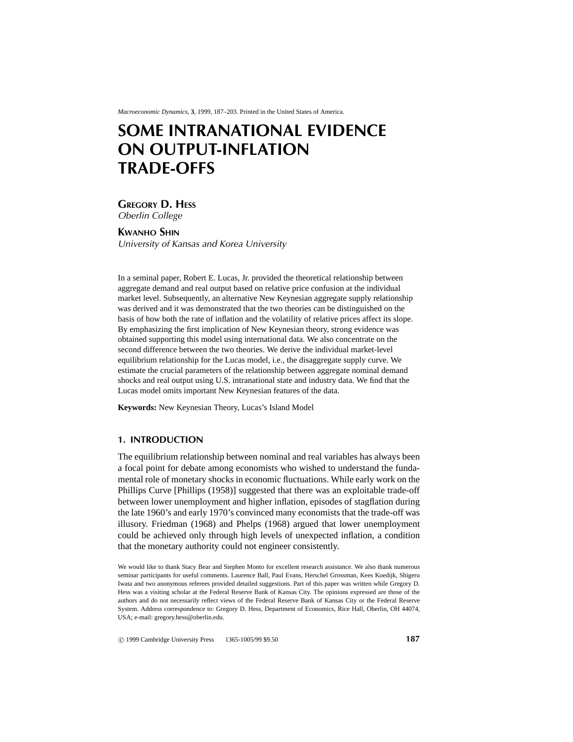# SOME INTRANATIONAL EVIDENCE ON OUTPUT-INFLATION TRADE-OFFS

**GREGORY D. HESS**
*Oberlin College*

**KWANHO SHIN**
*University of Kansas and Korea University*

In a seminal paper, Robert E. Lucas, Jr. provided the theoretical relationship between aggregate demand and real output based on relative price confusion at the individual market level. Subsequently, an alternative New Keynesian aggregate supply relationship was derived and it was demonstrated that the two theories can be distinguished on the basis of how both the rate of inflation and the volatility of relative prices affect its slope. By emphasizing the first implication of New Keynesian theory, strong evidence was obtained supporting this model using international data. We also concentrate on the second difference between the two theories. We derive the individual market-level equilibrium relationship for the Lucas model, i.e., the disaggregate supply curve. We estimate the crucial parameters of the relationship between aggregate nominal demand shocks and real output using U.S. intranational state and industry data. We find that the Lucas model omits important New Keynesian features of the data.

**Keywords:** New Keynesian Theory, Lucas's Island Model

## 1. INTRODUCTION

The equilibrium relationship between nominal and real variables has always been a focal point for debate among economists who wished to understand the fundamental role of monetary shocks in economic fluctuations. While early work on the Phillips Curve [Phillips (1958)] suggested that there was an exploitable trade-off between lower unemployment and higher inflation, episodes of stagflation during the late 1960's and early 1970's convinced many economists that the trade-off was illusory. Friedman (1968) and Phelps (1968) argued that lower unemployment could be achieved only through high levels of unexpected inflation, a condition that the monetary authority could not engineer consistently.

We would like to thank Stacy Bear and Stephen Monto for excellent research assistance. We also thank numerous seminar participants for useful comments. Laurence Ball, Paul Evans, Herschel Grossman, Kees Koedijk, Shigeru Iwata and two anonymous referees provided detailed suggestions. Part of this paper was written while Gregory D. Hess was a visiting scholar at the Federal Reserve Bank of Kansas City. The opinions expressed are those of the authors and do not necessarily reflect views of the Federal Reserve Bank of Kansas City or the Federal Reserve System. Address correspondence to: Gregory D. Hess, Department of Economics, Rice Hall, Oberlin, OH 44074, USA; e-mail: gregory.hess@oberlin.edu.

© 1999 Cambridge University Press 1365-1005/99 $9.50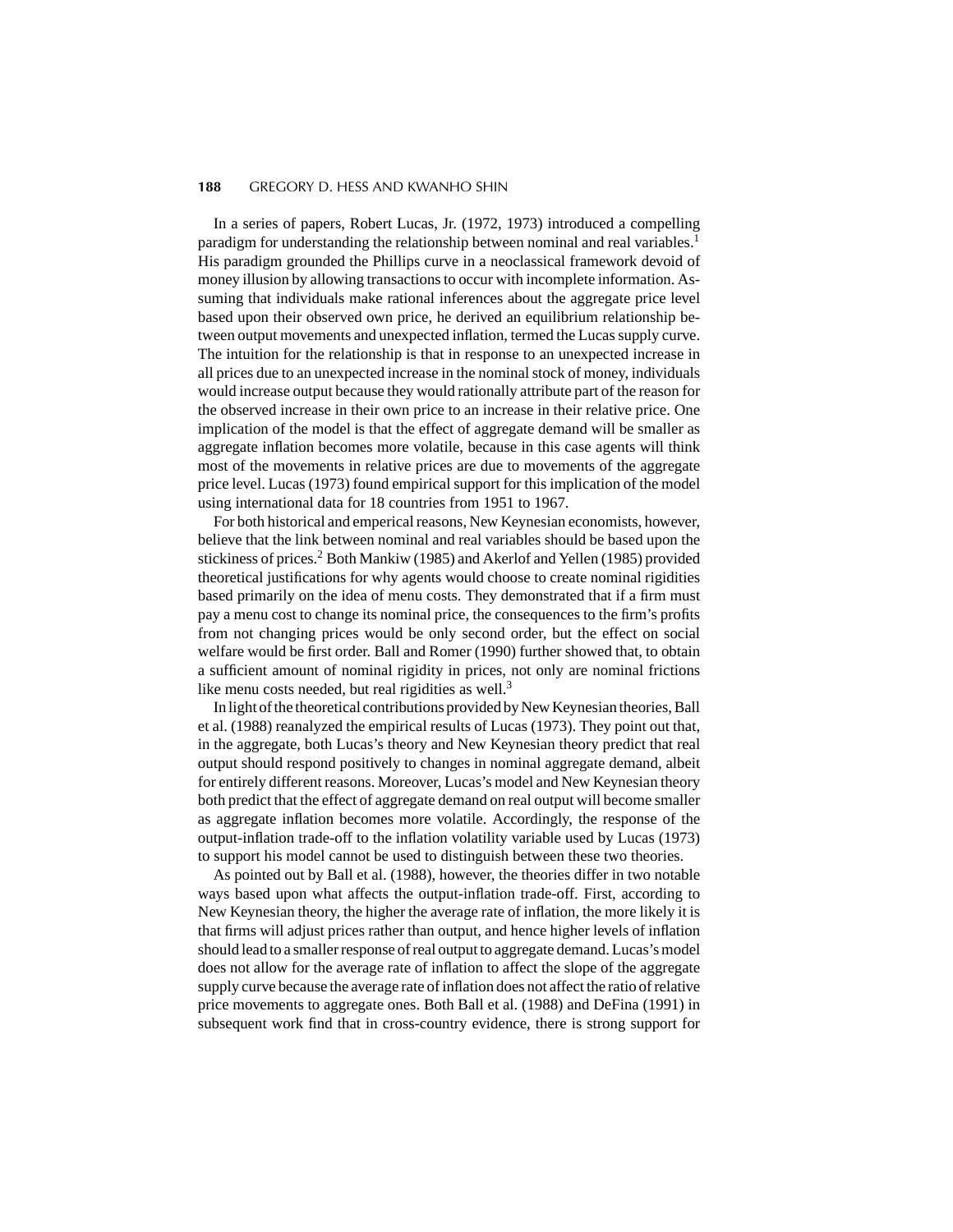In a series of papers, Robert Lucas, Jr. (1972, 1973) introduced a compelling paradigm for understanding the relationship between nominal and real variables.[1] His paradigm grounded the Phillips curve in a neoclassical framework devoid of money illusion by allowing transactions to occur with incomplete information. Assuming that individuals make rational inferences about the aggregate price level based upon their observed own price, he derived an equilibrium relationship between output movements and unexpected inflation, termed the Lucas supply curve. The intuition for the relationship is that in response to an unexpected increase in all prices due to an unexpected increase in the nominal stock of money, individuals would increase output because they would rationally attribute part of the reason for the observed increase in their own price to an increase in their relative price. One implication of the model is that the effect of aggregate demand will be smaller as aggregate inflation becomes more volatile, because in this case agents will think most of the movements in relative prices are due to movements of the aggregate price level. Lucas (1973) found empirical support for this implication of the model using international data for 18 countries from 1951 to 1967.

For both historical and emperical reasons, New Keynesian economists, however, believe that the link between nominal and real variables should be based upon the stickiness of prices.[2] Both Mankiw (1985) and Akerlof and Yellen (1985) provided theoretical justifications for why agents would choose to create nominal rigidities based primarily on the idea of menu costs. They demonstrated that if a firm must pay a menu cost to change its nominal price, the consequences to the firm's profits from not changing prices would be only second order, but the effect on social welfare would be first order. Ball and Romer (1990) further showed that, to obtain a sufficient amount of nominal rigidity in prices, not only are nominal frictions like menu costs needed, but real rigidities as well.[3]

In light of the theoretical contributions provided by New Keynesian theories, Ball et al. (1988) reanalyzed the empirical results of Lucas (1973). They point out that, in the aggregate, both Lucas's theory and New Keynesian theory predict that real output should respond positively to changes in nominal aggregate demand, albeit for entirely different reasons. Moreover, Lucas's model and New Keynesian theory both predict that the effect of aggregate demand on real output will become smaller as aggregate inflation becomes more volatile. Accordingly, the response of the output-inflation trade-off to the inflation volatility variable used by Lucas (1973) to support his model cannot be used to distinguish between these two theories.

As pointed out by Ball et al. (1988), however, the theories differ in two notable ways based upon what affects the output-inflation trade-off. First, according to New Keynesian theory, the higher the average rate of inflation, the more likely it is that firms will adjust prices rather than output, and hence higher levels of inflation should lead to a smaller response of real output to aggregate demand. Lucas's model does not allow for the average rate of inflation to affect the slope of the aggregate supply curve because the average rate of inflation does not affect the ratio of relative price movements to aggregate ones. Both Ball et al. (1988) and DeFina (1991) in subsequent work find that in cross-country evidence, there is strong support for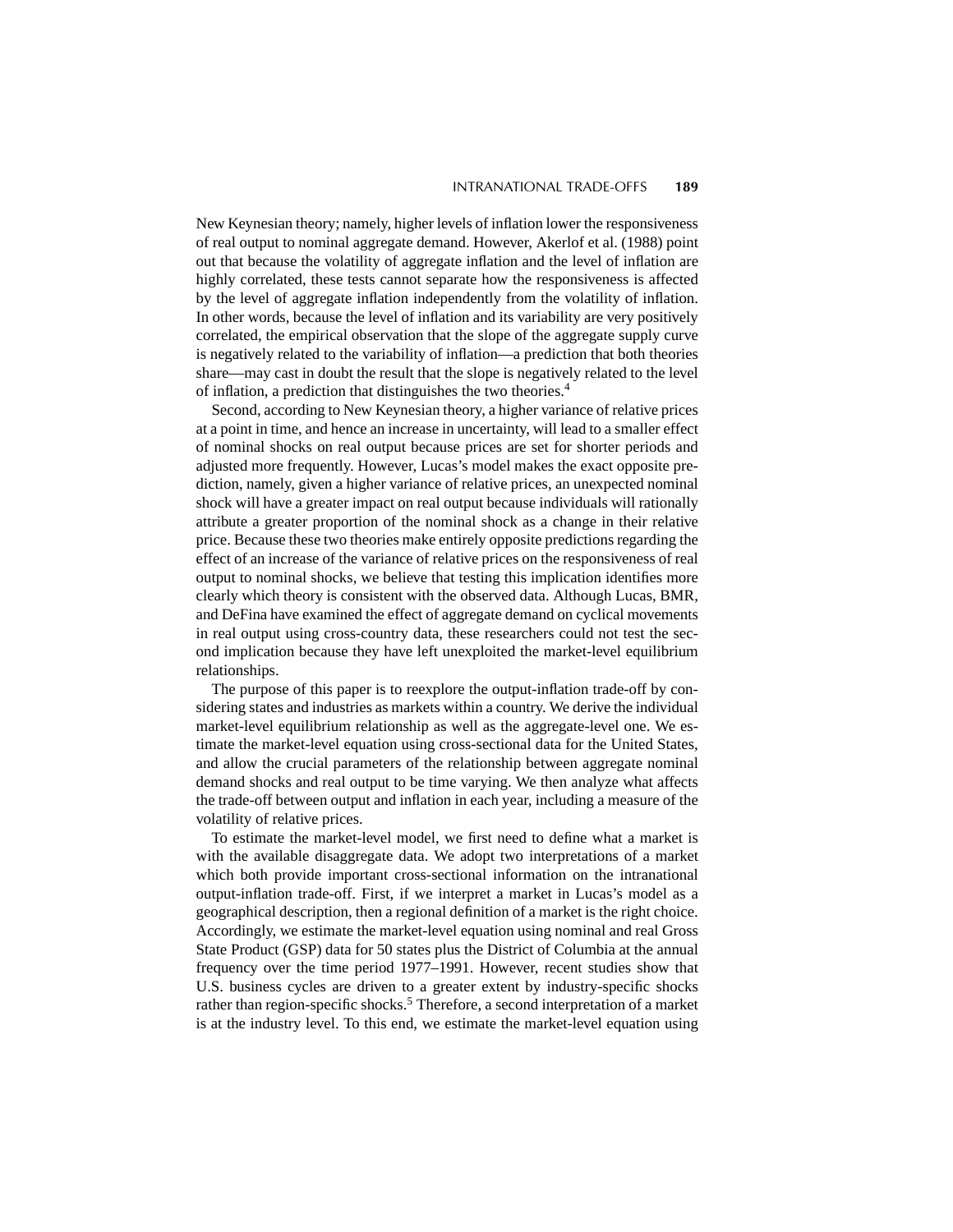New Keynesian theory; namely, higher levels of inflation lower the responsiveness of real output to nominal aggregate demand. However, Akerlof et al. (1988) point out that because the volatility of aggregate inflation and the level of inflation are highly correlated, these tests cannot separate how the responsiveness is affected by the level of aggregate inflation independently from the volatility of inflation. In other words, because the level of inflation and its variability are very positively correlated, the empirical observation that the slope of the aggregate supply curve is negatively related to the variability of inflation—a prediction that both theories share—may cast in doubt the result that the slope is negatively related to the level of inflation, a prediction that distinguishes the two theories.[4]

Second, according to New Keynesian theory, a higher variance of relative prices at a point in time, and hence an increase in uncertainty, will lead to a smaller effect of nominal shocks on real output because prices are set for shorter periods and adjusted more frequently. However, Lucas's model makes the exact opposite prediction, namely, given a higher variance of relative prices, an unexpected nominal shock will have a greater impact on real output because individuals will rationally attribute a greater proportion of the nominal shock as a change in their relative price. Because these two theories make entirely opposite predictions regarding the effect of an increase of the variance of relative prices on the responsiveness of real output to nominal shocks, we believe that testing this implication identifies more clearly which theory is consistent with the observed data. Although Lucas, BMR, and DeFina have examined the effect of aggregate demand on cyclical movements in real output using cross-country data, these researchers could not test the second implication because they have left unexploited the market-level equilibrium relationships.

The purpose of this paper is to reexplore the output-inflation trade-off by considering states and industries as markets within a country. We derive the individual market-level equilibrium relationship as well as the aggregate-level one. We estimate the market-level equation using cross-sectional data for the United States, and allow the crucial parameters of the relationship between aggregate nominal demand shocks and real output to be time varying. We then analyze what affects the trade-off between output and inflation in each year, including a measure of the volatility of relative prices.

To estimate the market-level model, we first need to define what a market is with the available disaggregate data. We adopt two interpretations of a market which both provide important cross-sectional information on the intranational output-inflation trade-off. First, if we interpret a market in Lucas's model as a geographical description, then a regional definition of a market is the right choice. Accordingly, we estimate the market-level equation using nominal and real Gross State Product (GSP) data for 50 states plus the District of Columbia at the annual frequency over the time period 1977–1991. However, recent studies show that U.S. business cycles are driven to a greater extent by industry-specific shocks rather than region-specific shocks.[5] Therefore, a second interpretation of a market is at the industry level. To this end, we estimate the market-level equation using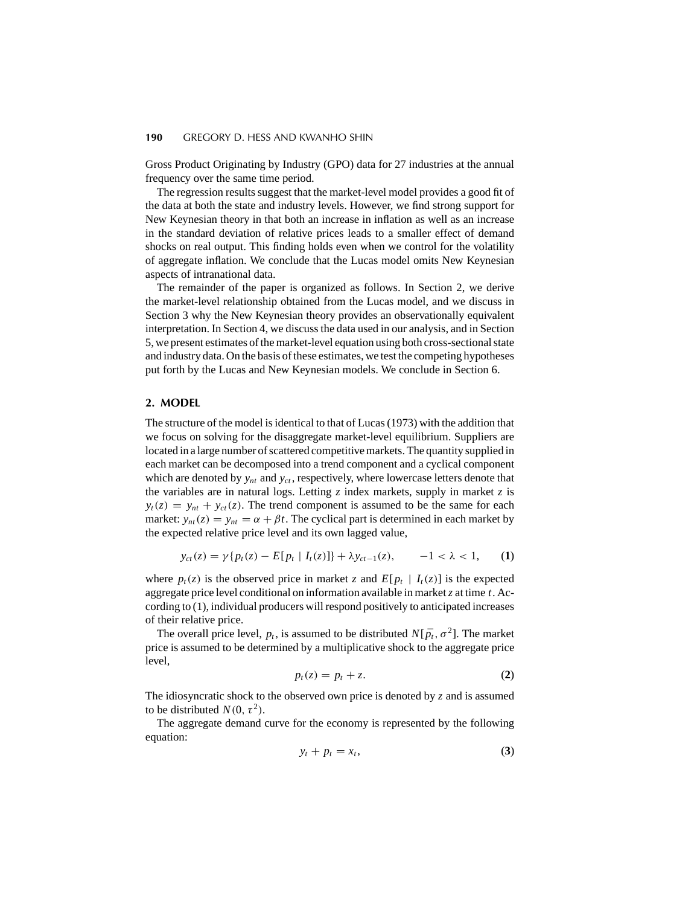Gross Product Originating by Industry (GPO) data for 27 industries at the annual frequency over the same time period.

The regression results suggest that the market-level model provides a good fit of the data at both the state and industry levels. However, we find strong support for New Keynesian theory in that both an increase in inflation as well as an increase in the standard deviation of relative prices leads to a smaller effect of demand shocks on real output. This finding holds even when we control for the volatility of aggregate inflation. We conclude that the Lucas model omits New Keynesian aspects of intranational data.

The remainder of the paper is organized as follows. In Section 2, we derive the market-level relationship obtained from the Lucas model, and we discuss in Section 3 why the New Keynesian theory provides an observationally equivalent interpretation. In Section 4, we discuss the data used in our analysis, and in Section 5, we present estimates of the market-level equation using both cross-sectional state and industry data. On the basis of these estimates, we test the competing hypotheses put forth by the Lucas and New Keynesian models. We conclude in Section 6.

## 2. MODEL

The structure of the model is identical to that of Lucas (1973) with the addition that we focus on solving for the disaggregate market-level equilibrium. Suppliers are located in a large number of scattered competitive markets. The quantity supplied in each market can be decomposed into a trend component and a cyclical component which are denoted by $y_{nt}$ and $y_{ct}$, respectively, where lowercase letters denote that the variables are in natural logs. Letting $z$ index markets, supply in market $z$ is $y_t(z) = y_{nt} + y_{ct}(z)$. The trend component is assumed to be the same for each market: $y_{nt}(z) = y_{nt} = \alpha + \beta t$. The cyclical part is determined in each market by the expected relative price level and its own lagged value,

$$y_{ct}(z) = \gamma\{p_t(z) - E[p_t \mid I_t(z)]\} + \lambda y_{ct-1}(z), \qquad -1 < \lambda < 1, \tag{1}$$

where $p_t(z)$ is the observed price in market $z$ and $E[p_t \mid I_t(z)]$ is the expected aggregate price level conditional on information available in market $z$ at time $t$. According to (1), individual producers will respond positively to anticipated increases of their relative price.

The overall price level, $p_t$, is assumed to be distributed $N[\bar{p_t}, \sigma^2]$. The market price is assumed to be determined by a multiplicative shock to the aggregate price level,

$$p_t(z) = p_t + z. \tag{2}$$

The idiosyncratic shock to the observed own price is denoted by $z$ and is assumed to be distributed $N(0, \tau^2)$.

The aggregate demand curve for the economy is represented by the following equation:

$$y_t + p_t = x_t, \tag{3}$$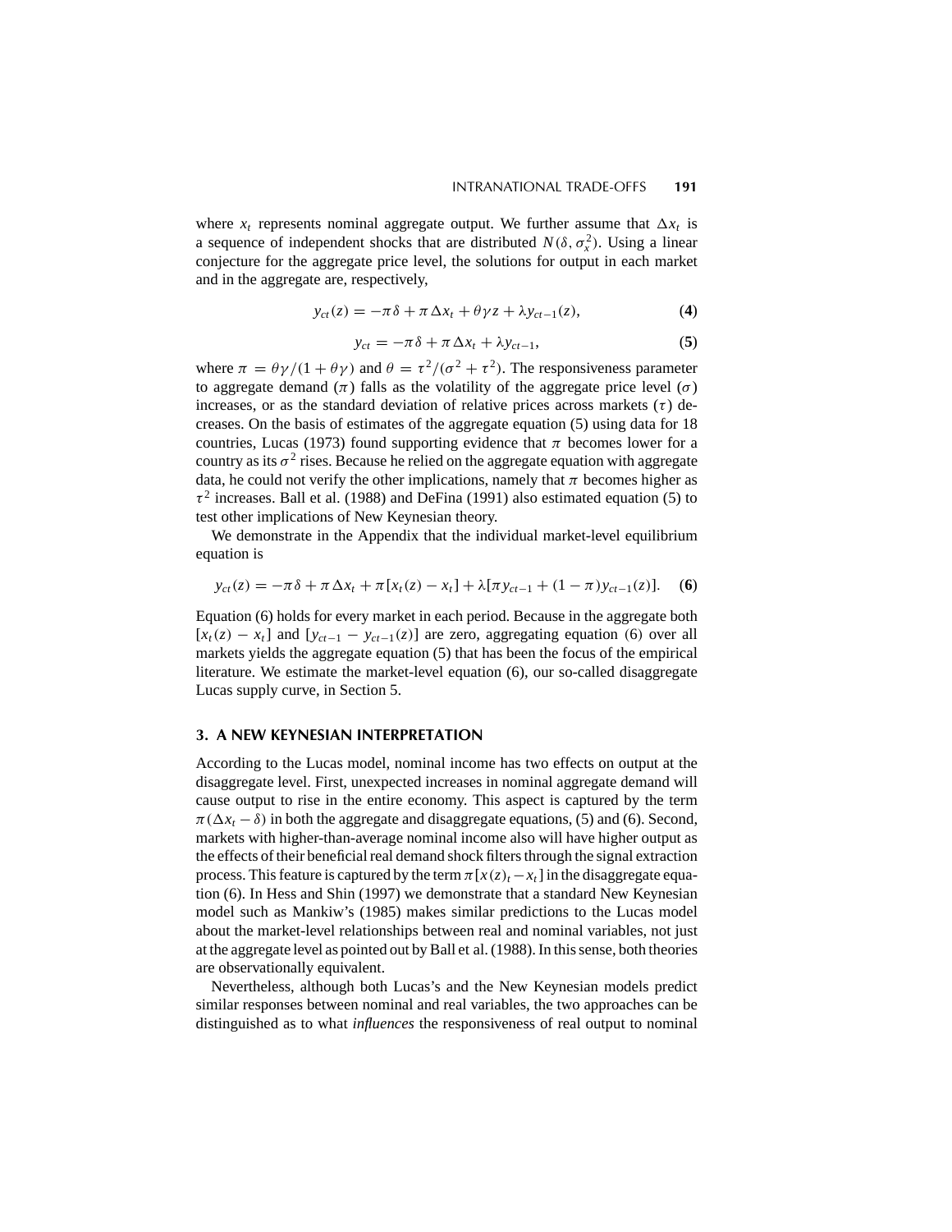where $x_t$ represents nominal aggregate output. We further assume that $\Delta x_t$ is a sequence of independent shocks that are distributed $N(\delta, \sigma_x^2)$. Using a linear conjecture for the aggregate price level, the solutions for output in each market and in the aggregate are, respectively,

$$y_{ct}(z) = -\pi\delta + \pi\Delta x_t + \theta\gamma z + \lambda y_{ct-1}(z), \tag{4}$$

$$y_{ct} = -\pi\delta + \pi\Delta x_t + \lambda y_{ct-1}, \tag{5}$$

where $\pi = \theta\gamma/(1 + \theta\gamma)$ and $\theta = \tau^2/(\sigma^2 + \tau^2)$. The responsiveness parameter to aggregate demand ($\pi$) falls as the volatility of the aggregate price level ($\sigma$) increases, or as the standard deviation of relative prices across markets ($\tau$) decreases. On the basis of estimates of the aggregate equation (5) using data for 18 countries, Lucas (1973) found supporting evidence that $\pi$ becomes lower for a country as its $\sigma^2$ rises. Because he relied on the aggregate equation with aggregate data, he could not verify the other implications, namely that $\pi$ becomes higher as $\tau^2$ increases. Ball et al. (1988) and DeFina (1991) also estimated equation (5) to test other implications of New Keynesian theory.

We demonstrate in the Appendix that the individual market-level equilibrium equation is

$$y_{ct}(z) = -\pi\delta + \pi\Delta x_t + \pi[x_t(z) - x_t] + \lambda[\pi y_{ct-1} + (1 - \pi)y_{ct-1}(z)]. \tag{6}$$

Equation (6) holds for every market in each period. Because in the aggregate both $[x_t(z) - x_t]$ and $[y_{ct-1} - y_{ct-1}(z)]$ are zero, aggregating equation (6) over all markets yields the aggregate equation (5) that has been the focus of the empirical literature. We estimate the market-level equation (6), our so-called disaggregate Lucas supply curve, in Section 5.

## 3. A NEW KEYNESIAN INTERPRETATION

According to the Lucas model, nominal income has two effects on output at the disaggregate level. First, unexpected increases in nominal aggregate demand will cause output to rise in the entire economy. This aspect is captured by the term $\pi(\Delta x_t - \delta)$ in both the aggregate and disaggregate equations, (5) and (6). Second, markets with higher-than-average nominal income also will have higher output as the effects of their beneficial real demand shock filters through the signal extraction process. This feature is captured by the term $\pi[x(z)_t - x_t]$ in the disaggregate equation (6). In Hess and Shin (1997) we demonstrate that a standard New Keynesian model such as Mankiw's (1985) makes similar predictions to the Lucas model about the market-level relationships between real and nominal variables, not just at the aggregate level as pointed out by Ball et al. (1988). In this sense, both theories are observationally equivalent.

Nevertheless, although both Lucas's and the New Keynesian models predict similar responses between nominal and real variables, the two approaches can be distinguished as to what *influences* the responsiveness of real output to nominal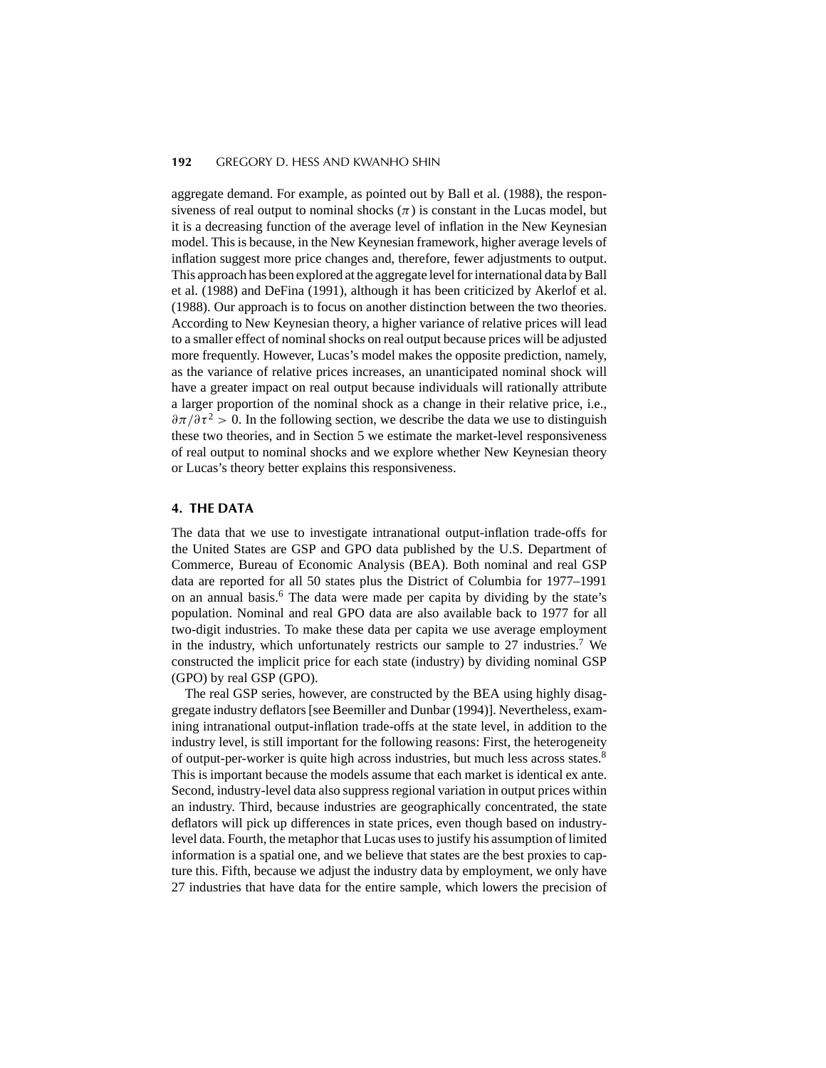aggregate demand. For example, as pointed out by Ball et al. (1988), the responsiveness of real output to nominal shocks ($\pi$) is constant in the Lucas model, but it is a decreasing function of the average level of inflation in the New Keynesian model. This is because, in the New Keynesian framework, higher average levels of inflation suggest more price changes and, therefore, fewer adjustments to output. This approach has been explored at the aggregate level for international data by Ball et al. (1988) and DeFina (1991), although it has been criticized by Akerlof et al. (1988). Our approach is to focus on another distinction between the two theories. According to New Keynesian theory, a higher variance of relative prices will lead to a smaller effect of nominal shocks on real output because prices will be adjusted more frequently. However, Lucas's model makes the opposite prediction, namely, as the variance of relative prices increases, an unanticipated nominal shock will have a greater impact on real output because individuals will rationally attribute a larger proportion of the nominal shock as a change in their relative price, i.e., $\partial\pi/\partial\tau^2 > 0$. In the following section, we describe the data we use to distinguish these two theories, and in Section 5 we estimate the market-level responsiveness of real output to nominal shocks and we explore whether New Keynesian theory or Lucas's theory better explains this responsiveness.

## 4. THE DATA

The data that we use to investigate intranational output-inflation trade-offs for the United States are GSP and GPO data published by the U.S. Department of Commerce, Bureau of Economic Analysis (BEA). Both nominal and real GSP data are reported for all 50 states plus the District of Columbia for 1977–1991 on an annual basis.[6] The data were made per capita by dividing by the state's population. Nominal and real GPO data are also available back to 1977 for all two-digit industries. To make these data per capita we use average employment in the industry, which unfortunately restricts our sample to 27 industries.[7] We constructed the implicit price for each state (industry) by dividing nominal GSP (GPO) by real GSP (GPO).

The real GSP series, however, are constructed by the BEA using highly disaggregate industry deflators [see Beemiller and Dunbar (1994)]. Nevertheless, examining intranational output-inflation trade-offs at the state level, in addition to the industry level, is still important for the following reasons: First, the heterogeneity of output-per-worker is quite high across industries, but much less across states.[8] This is important because the models assume that each market is identical ex ante. Second, industry-level data also suppress regional variation in output prices within an industry. Third, because industries are geographically concentrated, the state deflators will pick up differences in state prices, even though based on industry-level data. Fourth, the metaphor that Lucas uses to justify his assumption of limited information is a spatial one, and we believe that states are the best proxies to capture this. Fifth, because we adjust the industry data by employment, we only have 27 industries that have data for the entire sample, which lowers the precision of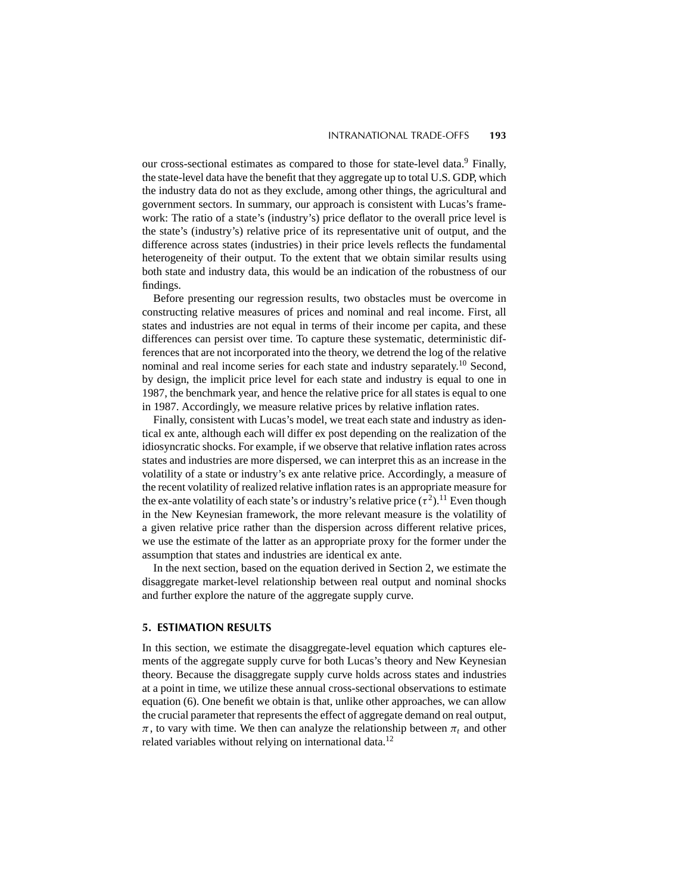our cross-sectional estimates as compared to those for state-level data.[9] Finally, the state-level data have the benefit that they aggregate up to total U.S. GDP, which the industry data do not as they exclude, among other things, the agricultural and government sectors. In summary, our approach is consistent with Lucas's framework: The ratio of a state's (industry's) price deflator to the overall price level is the state's (industry's) relative price of its representative unit of output, and the difference across states (industries) in their price levels reflects the fundamental heterogeneity of their output. To the extent that we obtain similar results using both state and industry data, this would be an indication of the robustness of our findings.

Before presenting our regression results, two obstacles must be overcome in constructing relative measures of prices and nominal and real income. First, all states and industries are not equal in terms of their income per capita, and these differences can persist over time. To capture these systematic, deterministic differences that are not incorporated into the theory, we detrend the log of the relative nominal and real income series for each state and industry separately.[10] Second, by design, the implicit price level for each state and industry is equal to one in 1987, the benchmark year, and hence the relative price for all states is equal to one in 1987. Accordingly, we measure relative prices by relative inflation rates.

Finally, consistent with Lucas's model, we treat each state and industry as identical ex ante, although each will differ ex post depending on the realization of the idiosyncratic shocks. For example, if we observe that relative inflation rates across states and industries are more dispersed, we can interpret this as an increase in the volatility of a state or industry's ex ante relative price. Accordingly, a measure of the recent volatility of realized relative inflation rates is an appropriate measure for the ex-ante volatility of each state's or industry's relative price ($\tau^2$).[11] Even though in the New Keynesian framework, the more relevant measure is the volatility of a given relative price rather than the dispersion across different relative prices, we use the estimate of the latter as an appropriate proxy for the former under the assumption that states and industries are identical ex ante.

In the next section, based on the equation derived in Section 2, we estimate the disaggregate market-level relationship between real output and nominal shocks and further explore the nature of the aggregate supply curve.

## 5. ESTIMATION RESULTS

In this section, we estimate the disaggregate-level equation which captures elements of the aggregate supply curve for both Lucas's theory and New Keynesian theory. Because the disaggregate supply curve holds across states and industries at a point in time, we utilize these annual cross-sectional observations to estimate equation (6). One benefit we obtain is that, unlike other approaches, we can allow the crucial parameter that represents the effect of aggregate demand on real output, $\pi$, to vary with time. We then can analyze the relationship between $\pi_t$ and other related variables without relying on international data.[12]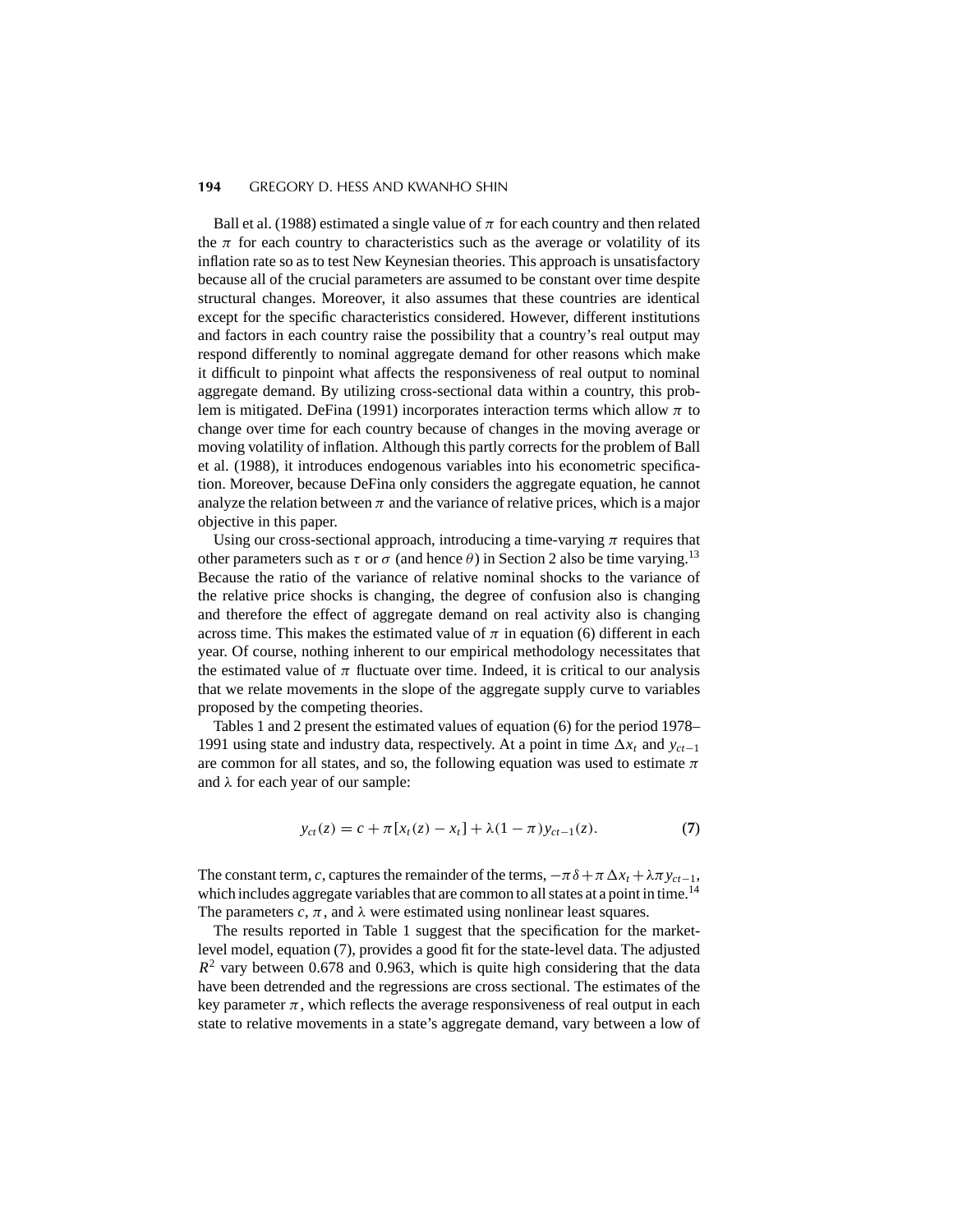Ball et al. (1988) estimated a single value of $\pi$ for each country and then related the $\pi$ for each country to characteristics such as the average or volatility of its inflation rate so as to test New Keynesian theories. This approach is unsatisfactory because all of the crucial parameters are assumed to be constant over time despite structural changes. Moreover, it also assumes that these countries are identical except for the specific characteristics considered. However, different institutions and factors in each country raise the possibility that a country's real output may respond differently to nominal aggregate demand for other reasons which make it difficult to pinpoint what affects the responsiveness of real output to nominal aggregate demand. By utilizing cross-sectional data within a country, this problem is mitigated. DeFina (1991) incorporates interaction terms which allow $\pi$ to change over time for each country because of changes in the moving average or moving volatility of inflation. Although this partly corrects for the problem of Ball et al. (1988), it introduces endogenous variables into his econometric specification. Moreover, because DeFina only considers the aggregate equation, he cannot analyze the relation between $\pi$ and the variance of relative prices, which is a major objective in this paper.

Using our cross-sectional approach, introducing a time-varying $\pi$ requires that other parameters such as $\tau$ or $\sigma$ (and hence $\theta$) in Section 2 also be time varying.[13] Because the ratio of the variance of relative nominal shocks to the variance of the relative price shocks is changing, the degree of confusion also is changing and therefore the effect of aggregate demand on real activity also is changing across time. This makes the estimated value of $\pi$ in equation (6) different in each year. Of course, nothing inherent to our empirical methodology necessitates that the estimated value of $\pi$ fluctuate over time. Indeed, it is critical to our analysis that we relate movements in the slope of the aggregate supply curve to variables proposed by the competing theories.

Tables 1 and 2 present the estimated values of equation (6) for the period 1978–1991 using state and industry data, respectively. At a point in time $\Delta x_t$ and $y_{ct-1}$ are common for all states, and so, the following equation was used to estimate $\pi$ and $\lambda$ for each year of our sample:

$$y_{ct}(z) = c + \pi[x_t(z) - x_t] + \lambda(1 - \pi)y_{ct-1}(z). \tag{7}$$

The constant term, $c$, captures the remainder of the terms, $-\pi\delta + \pi\Delta x_t + \lambda\pi y_{ct-1}$, which includes aggregate variables that are common to all states at a point in time.[14] The parameters $c$, $\pi$, and $\lambda$ were estimated using nonlinear least squares.

The results reported in Table 1 suggest that the specification for the market-level model, equation (7), provides a good fit for the state-level data. The adjusted $R^2$ vary between 0.678 and 0.963, which is quite high considering that the data have been detrended and the regressions are cross sectional. The estimates of the key parameter $\pi$, which reflects the average responsiveness of real output in each state to relative movements in a state's aggregate demand, vary between a low of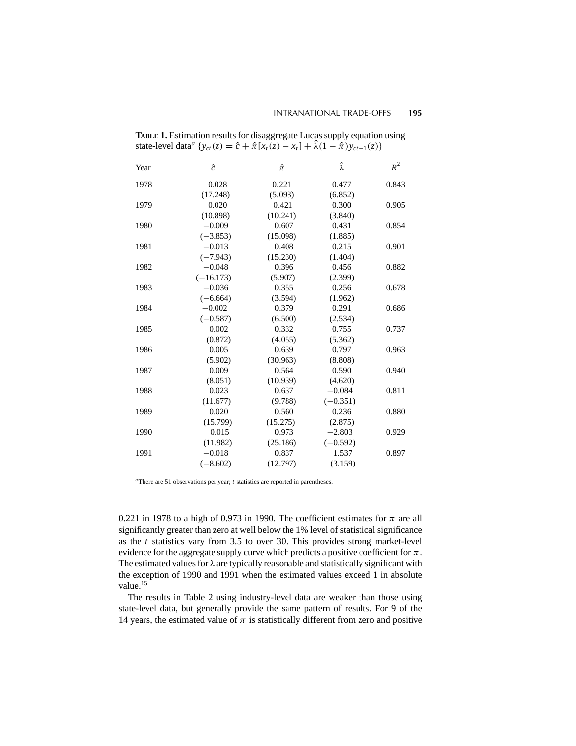**TABLE 1.** Estimation results for disaggregate Lucas supply equation using state-level data[a] $\{y_{ct}(z) = \hat{c} + \hat{\pi}[x_t(z) - x_t] + \hat{\lambda}(1 - \hat{\pi})y_{ct-1}(z)\}$

| Year | $\hat{c}$ | $\hat{\pi}$ | $\hat{\lambda}$ | $\bar{R}^2$ |
|---|---|---|---|---|
| 1978 | 0.028 | 0.221 | 0.477 | 0.843 |
| | (17.248) | (5.093) | (6.852) | |
| 1979 | 0.020 | 0.421 | 0.300 | 0.905 |
| | (10.898) | (10.241) | (3.840) | |
| 1980 | −0.009 | 0.607 | 0.431 | 0.854 |
| | (−3.853) | (15.098) | (1.885) | |
| 1981 | −0.013 | 0.408 | 0.215 | 0.901 |
| | (−7.943) | (15.230) | (1.404) | |
| 1982 | −0.048 | 0.396 | 0.456 | 0.882 |
| | (−16.173) | (5.907) | (2.399) | |
| 1983 | −0.036 | 0.355 | 0.256 | 0.678 |
| | (−6.664) | (3.594) | (1.962) | |
| 1984 | −0.002 | 0.379 | 0.291 | 0.686 |
| | (−0.587) | (6.500) | (2.534) | |
| 1985 | 0.002 | 0.332 | 0.755 | 0.737 |
| | (0.872) | (4.055) | (5.362) | |
| 1986 | 0.005 | 0.639 | 0.797 | 0.963 |
| | (5.902) | (30.963) | (8.808) | |
| 1987 | 0.009 | 0.564 | 0.590 | 0.940 |
| | (8.051) | (10.939) | (4.620) | |
| 1988 | 0.023 | 0.637 | −0.084 | 0.811 |
| | (11.677) | (9.788) | (−0.351) | |
| 1989 | 0.020 | 0.560 | 0.236 | 0.880 |
| | (15.799) | (15.275) | (2.875) | |
| 1990 | 0.015 | 0.973 | −2.803 | 0.929 |
| | (11.982) | (25.186) | (−0.592) | |
| 1991 | −0.018 | 0.837 | 1.537 | 0.897 |
| | (−8.602) | (12.797) | (3.159) | |

[a] There are 51 observations per year; $t$ statistics are reported in parentheses.

0.221 in 1978 to a high of 0.973 in 1990. The coefficient estimates for $\pi$ are all significantly greater than zero at well below the 1% level of statistical significance as the $t$ statistics vary from 3.5 to over 30. This provides strong market-level evidence for the aggregate supply curve which predicts a positive coefficient for $\pi$. The estimated values for $\lambda$ are typically reasonable and statistically significant with the exception of 1990 and 1991 when the estimated values exceed 1 in absolute value.[15]

The results in Table 2 using industry-level data are weaker than those using state-level data, but generally provide the same pattern of results. For 9 of the 14 years, the estimated value of $\pi$ is statistically different from zero and positive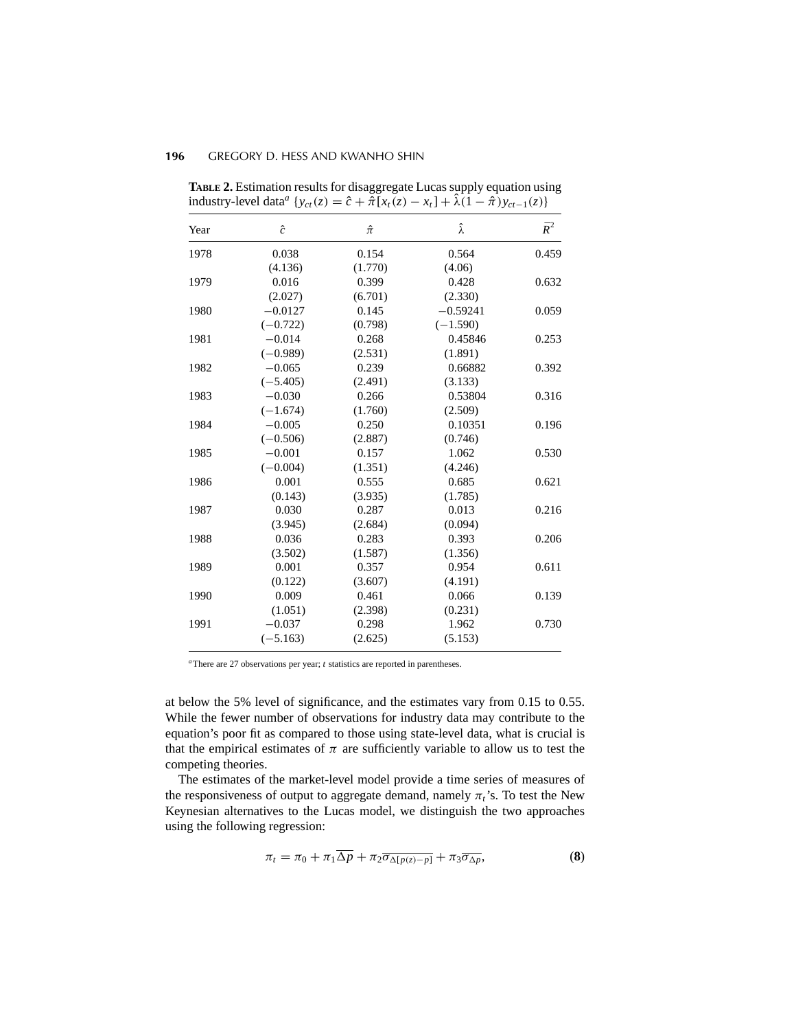**Table 2.** Estimation results for disaggregate Lucas supply equation using industry-level data[a] $\{y_{ct}(z) = \hat{c} + \hat{\pi}[x_t(z) - x_t] + \hat{\lambda}(1 - \hat{\pi})y_{ct-1}(z)\}$

| Year | $\hat{c}$ | $\hat{\pi}$ | $\hat{\lambda}$ | $\overline{R}^2$ |
|---|---|---|---|---|
| 1978 | 0.038 | 0.154 | 0.564 | 0.459 |
| | (4.136) | (1.770) | (4.06) | |
| 1979 | 0.016 | 0.399 | 0.428 | 0.632 |
| | (2.027) | (6.701) | (2.330) | |
| 1980 | −0.0127 | 0.145 | −0.59241 | 0.059 |
| | (−0.722) | (0.798) | (−1.590) | |
| 1981 | −0.014 | 0.268 | 0.45846 | 0.253 |
| | (−0.989) | (2.531) | (1.891) | |
| 1982 | −0.065 | 0.239 | 0.66882 | 0.392 |
| | (−5.405) | (2.491) | (3.133) | |
| 1983 | −0.030 | 0.266 | 0.53804 | 0.316 |
| | (−1.674) | (1.760) | (2.509) | |
| 1984 | −0.005 | 0.250 | 0.10351 | 0.196 |
| | (−0.506) | (2.887) | (0.746) | |
| 1985 | −0.001 | 0.157 | 1.062 | 0.530 |
| | (−0.004) | (1.351) | (4.246) | |
| 1986 | 0.001 | 0.555 | 0.685 | 0.621 |
| | (0.143) | (3.935) | (1.785) | |
| 1987 | 0.030 | 0.287 | 0.013 | 0.216 |
| | (3.945) | (2.684) | (0.094) | |
| 1988 | 0.036 | 0.283 | 0.393 | 0.206 |
| | (3.502) | (1.587) | (1.356) | |
| 1989 | 0.001 | 0.357 | 0.954 | 0.611 |
| | (0.122) | (3.607) | (4.191) | |
| 1990 | 0.009 | 0.461 | 0.066 | 0.139 |
| | (1.051) | (2.398) | (0.231) | |
| 1991 | −0.037 | 0.298 | 1.962 | 0.730 |
| | (−5.163) | (2.625) | (5.153) | |

[a] There are 27 observations per year; $t$ statistics are reported in parentheses.

at below the 5% level of significance, and the estimates vary from 0.15 to 0.55. While the fewer number of observations for industry data may contribute to the equation's poor fit as compared to those using state-level data, what is crucial is that the empirical estimates of $\pi$ are sufficiently variable to allow us to test the competing theories.

The estimates of the market-level model provide a time series of measures of the responsiveness of output to aggregate demand, namely $\pi_t$'s. To test the New Keynesian alternatives to the Lucas model, we distinguish the two approaches using the following regression:

$$\pi_t = \pi_0 + \pi_1 \overline{\Delta p} + \pi_2 \overline{\sigma_{\Delta[p(z)-p]}} + \pi_3 \overline{\sigma_{\Delta p}}, \tag{8}$$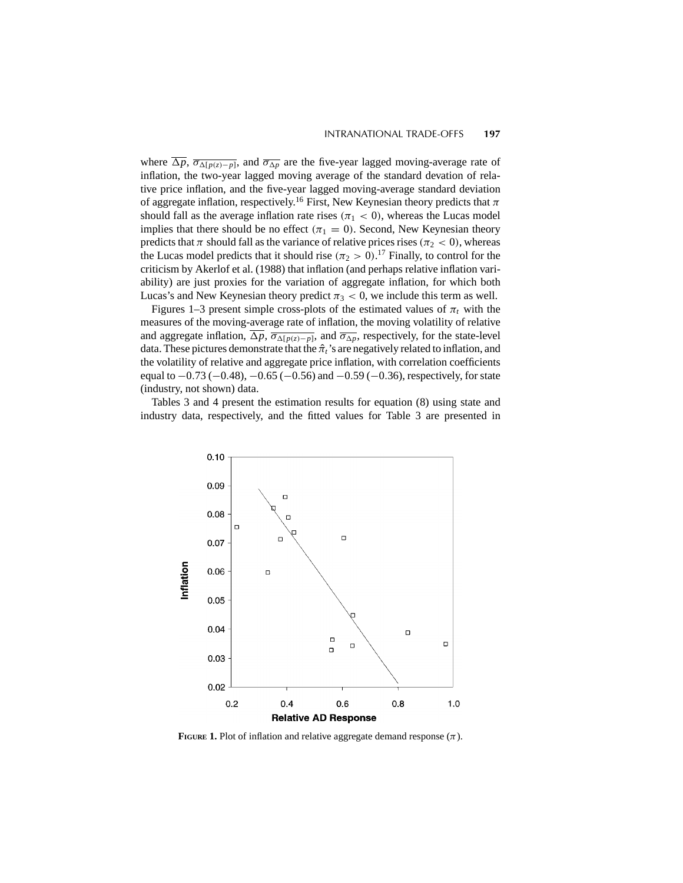where $\overline{\Delta p}$, $\overline{\sigma_{\Delta[p(z)-p]}}$, and $\overline{\sigma_{\Delta p}}$ are the five-year lagged moving-average rate of inflation, the two-year lagged moving average of the standard devation of relative price inflation, and the five-year lagged moving-average standard deviation of aggregate inflation, respectively.[16] First, New Keynesian theory predicts that $\pi$ should fall as the average inflation rate rises ($\pi_1 < 0$), whereas the Lucas model implies that there should be no effect ($\pi_1 = 0$). Second, New Keynesian theory predicts that $\pi$ should fall as the variance of relative prices rises ($\pi_2 < 0$), whereas the Lucas model predicts that it should rise ($\pi_2 > 0$).[17] Finally, to control for the criticism by Akerlof et al. (1988) that inflation (and perhaps relative inflation variability) are just proxies for the variation of aggregate inflation, for which both Lucas's and New Keynesian theory predict $\pi_3 < 0$, we include this term as well.

Figures 1–3 present simple cross-plots of the estimated values of $\pi_t$ with the measures of the moving-average rate of inflation, the moving volatility of relative and aggregate inflation, $\overline{\Delta p}$, $\overline{\sigma_{\Delta[p(z)-p]}}$, and $\overline{\sigma_{\Delta p}}$, respectively, for the state-level data. These pictures demonstrate that the $\hat{\pi}_t$'s are negatively related to inflation, and the volatility of relative and aggregate price inflation, with correlation coefficients equal to $-0.73$ ($-0.48$), $-0.65$ ($-0.56$) and $-0.59$ ($-0.36$), respectively, for state (industry, not shown) data.

Tables 3 and 4 present the estimation results for equation (8) using state and industry data, respectively, and the fitted values for Table 3 are presented in

**FIGURE 1.** Plot of inflation and relative aggregate demand response ($\pi$).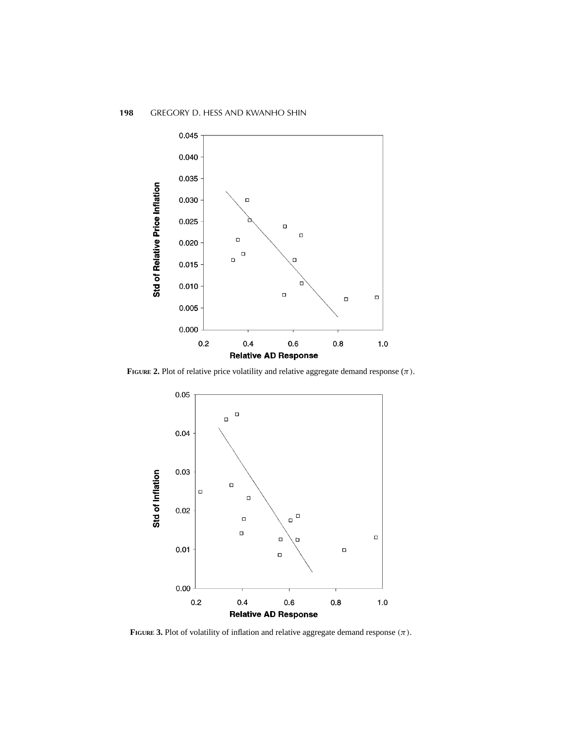**FIGURE 2.** Plot of relative price volatility and relative aggregate demand response ($\pi$).

**FIGURE 3.** Plot of volatility of inflation and relative aggregate demand response ($\pi$).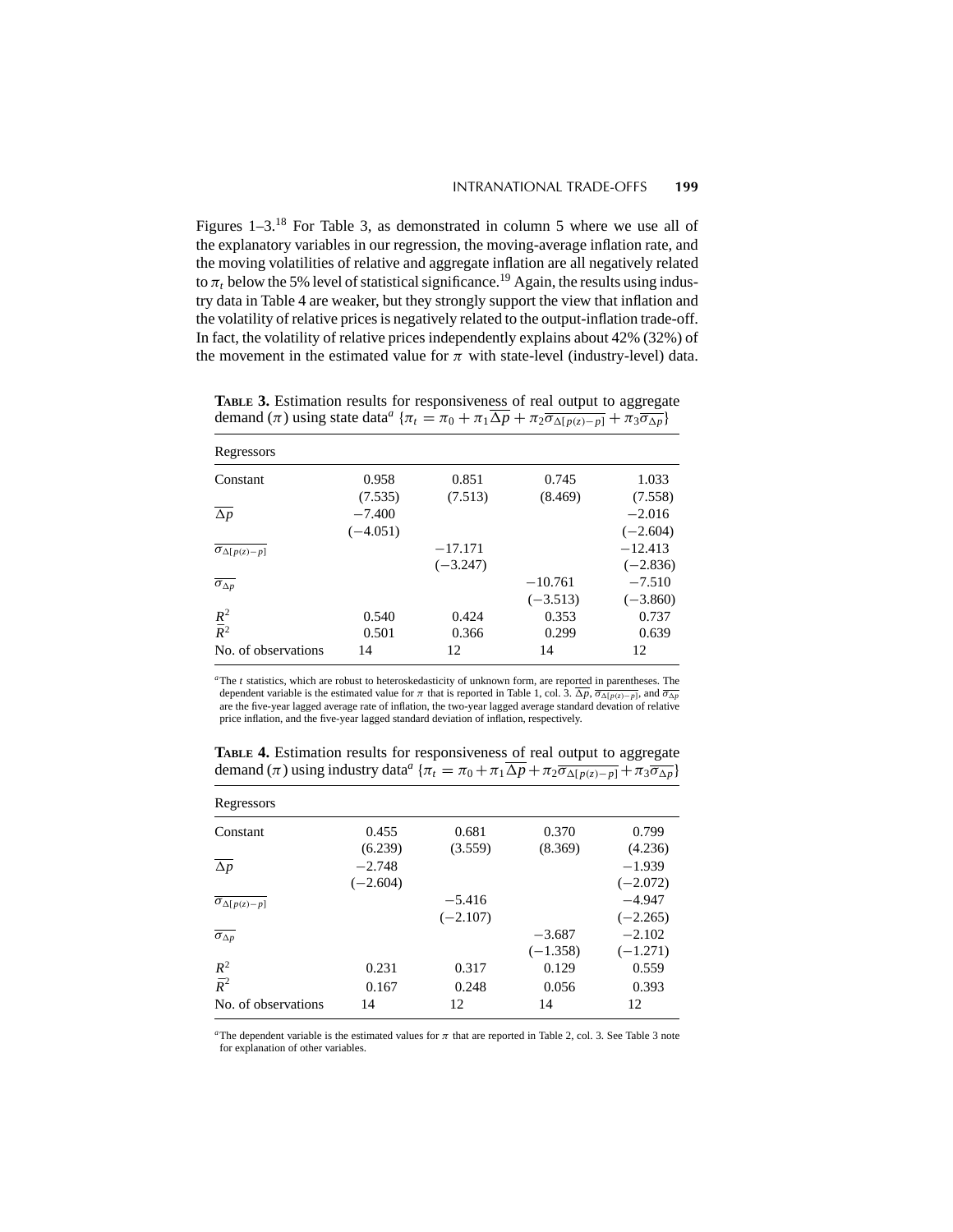Figures 1–3.[18] For Table 3, as demonstrated in column 5 where we use all of the explanatory variables in our regression, the moving-average inflation rate, and the moving volatilities of relative and aggregate inflation are all negatively related to $\pi_t$ below the 5% level of statistical significance.[19] Again, the results using industry data in Table 4 are weaker, but they strongly support the view that inflation and the volatility of relative prices is negatively related to the output-inflation trade-off. In fact, the volatility of relative prices independently explains about 42% (32%) of the movement in the estimated value for $\pi$ with state-level (industry-level) data.

**TABLE 3.** Estimation results for responsiveness of real output to aggregate demand ($\pi$) using state data[a] $\{\pi_t = \pi_0 + \pi_1 \overline{\Delta p} + \pi_2 \overline{\sigma_{\Delta[p(z)-p]}} + \pi_3 \overline{\sigma_{\Delta p}}\}$

| Regressors | | | | |
|---|---|---|---|---|
| Constant | 0.958 | 0.851 | 0.745 | 1.033 |
| | (7.535) | (7.513) | (8.469) | (7.558) |
| $\overline{\Delta p}$ | −7.400 | | | −2.016 |
| | (−4.051) | | | (−2.604) |
| $\overline{\sigma_{\Delta[p(z)-p]}}$ | | −17.171 | | −12.413 |
| | | (−3.247) | | (−2.836) |
| $\overline{\sigma_{\Delta p}}$ | | | −10.761 | −7.510 |
| | | | (−3.513) | (−3.860) |
| $R^2$ | 0.540 | 0.424 | 0.353 | 0.737 |
| $\bar{R}^2$ | 0.501 | 0.366 | 0.299 | 0.639 |
| No. of observations | 14 | 12 | 14 | 12 |

[a]The $t$ statistics, which are robust to heteroskedasticity of unknown form, are reported in parentheses. The dependent variable is the estimated value for $\pi$ that is reported in Table 1, col. 3. $\overline{\Delta p}$, $\overline{\sigma_{\Delta[p(z)-p]}}$, and $\overline{\sigma_{\Delta p}}$ are the five-year lagged average rate of inflation, the two-year lagged average standard devation of relative price inflation, and the five-year lagged standard deviation of inflation, respectively.

**TABLE 4.** Estimation results for responsiveness of real output to aggregate demand ($\pi$) using industry data[a] $\{\pi_t = \pi_0 + \pi_1 \overline{\Delta p} + \pi_2 \overline{\sigma_{\Delta[p(z)-p]}} + \pi_3 \overline{\sigma_{\Delta p}}\}$

| Regressors | | | | |
|---|---|---|---|---|
| Constant | 0.455 | 0.681 | 0.370 | 0.799 |
| | (6.239) | (3.559) | (8.369) | (4.236) |
| $\overline{\Delta p}$ | −2.748 | | | −1.939 |
| | (−2.604) | | | (−2.072) |
| $\overline{\sigma_{\Delta[p(z)-p]}}$ | | −5.416 | | −4.947 |
| | | (−2.107) | | (−2.265) |
| $\overline{\sigma_{\Delta p}}$ | | | −3.687 | −2.102 |
| | | | (−1.358) | (−1.271) |
| $R^2$ | 0.231 | 0.317 | 0.129 | 0.559 |
| $\bar{R}^2$ | 0.167 | 0.248 | 0.056 | 0.393 |
| No. of observations | 14 | 12 | 14 | 12 |

[a]The dependent variable is the estimated values for $\pi$ that are reported in Table 2, col. 3. See Table 3 note for explanation of other variables.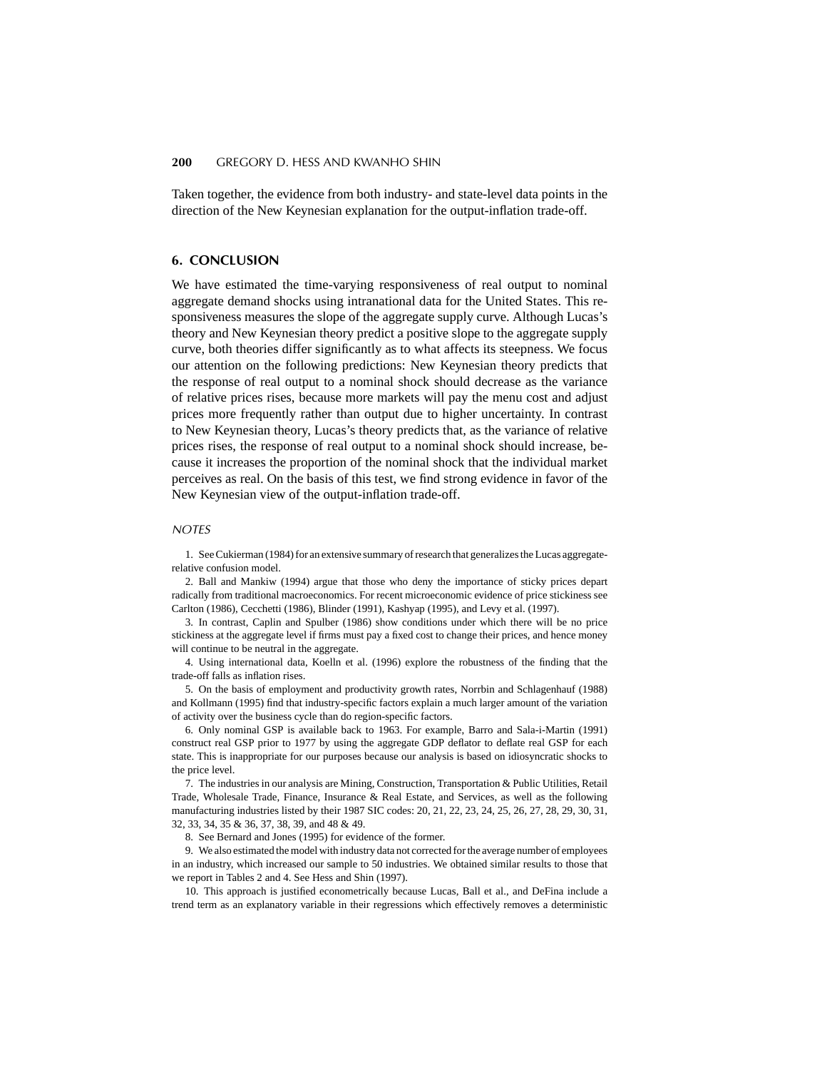Taken together, the evidence from both industry- and state-level data points in the direction of the New Keynesian explanation for the output-inflation trade-off.

## 6. CONCLUSION

We have estimated the time-varying responsiveness of real output to nominal aggregate demand shocks using intranational data for the United States. This responsiveness measures the slope of the aggregate supply curve. Although Lucas's theory and New Keynesian theory predict a positive slope to the aggregate supply curve, both theories differ significantly as to what affects its steepness. We focus our attention on the following predictions: New Keynesian theory predicts that the response of real output to a nominal shock should decrease as the variance of relative prices rises, because more markets will pay the menu cost and adjust prices more frequently rather than output due to higher uncertainty. In contrast to New Keynesian theory, Lucas's theory predicts that, as the variance of relative prices rises, the response of real output to a nominal shock should increase, because it increases the proportion of the nominal shock that the individual market perceives as real. On the basis of this test, we find strong evidence in favor of the New Keynesian view of the output-inflation trade-off.

### *NOTES*

1. See Cukierman (1984) for an extensive summary of research that generalizes the Lucas aggregate-relative confusion model.

2. Ball and Mankiw (1994) argue that those who deny the importance of sticky prices depart radically from traditional macroeconomics. For recent microeconomic evidence of price stickiness see Carlton (1986), Cecchetti (1986), Blinder (1991), Kashyap (1995), and Levy et al. (1997).

3. In contrast, Caplin and Spulber (1986) show conditions under which there will be no price stickiness at the aggregate level if firms must pay a fixed cost to change their prices, and hence money will continue to be neutral in the aggregate.

4. Using international data, Koelln et al. (1996) explore the robustness of the finding that the trade-off falls as inflation rises.

5. On the basis of employment and productivity growth rates, Norrbin and Schlagenhauf (1988) and Kollmann (1995) find that industry-specific factors explain a much larger amount of the variation of activity over the business cycle than do region-specific factors.

6. Only nominal GSP is available back to 1963. For example, Barro and Sala-i-Martin (1991) construct real GSP prior to 1977 by using the aggregate GDP deflator to deflate real GSP for each state. This is inappropriate for our purposes because our analysis is based on idiosyncratic shocks to the price level.

7. The industries in our analysis are Mining, Construction, Transportation & Public Utilities, Retail Trade, Wholesale Trade, Finance, Insurance & Real Estate, and Services, as well as the following manufacturing industries listed by their 1987 SIC codes: 20, 21, 22, 23, 24, 25, 26, 27, 28, 29, 30, 31, 32, 33, 34, 35 & 36, 37, 38, 39, and 48 & 49.

8. See Bernard and Jones (1995) for evidence of the former.

9. We also estimated the model with industry data not corrected for the average number of employees in an industry, which increased our sample to 50 industries. We obtained similar results to those that we report in Tables 2 and 4. See Hess and Shin (1997).

10. This approach is justified econometrically because Lucas, Ball et al., and DeFina include a trend term as an explanatory variable in their regressions which effectively removes a deterministic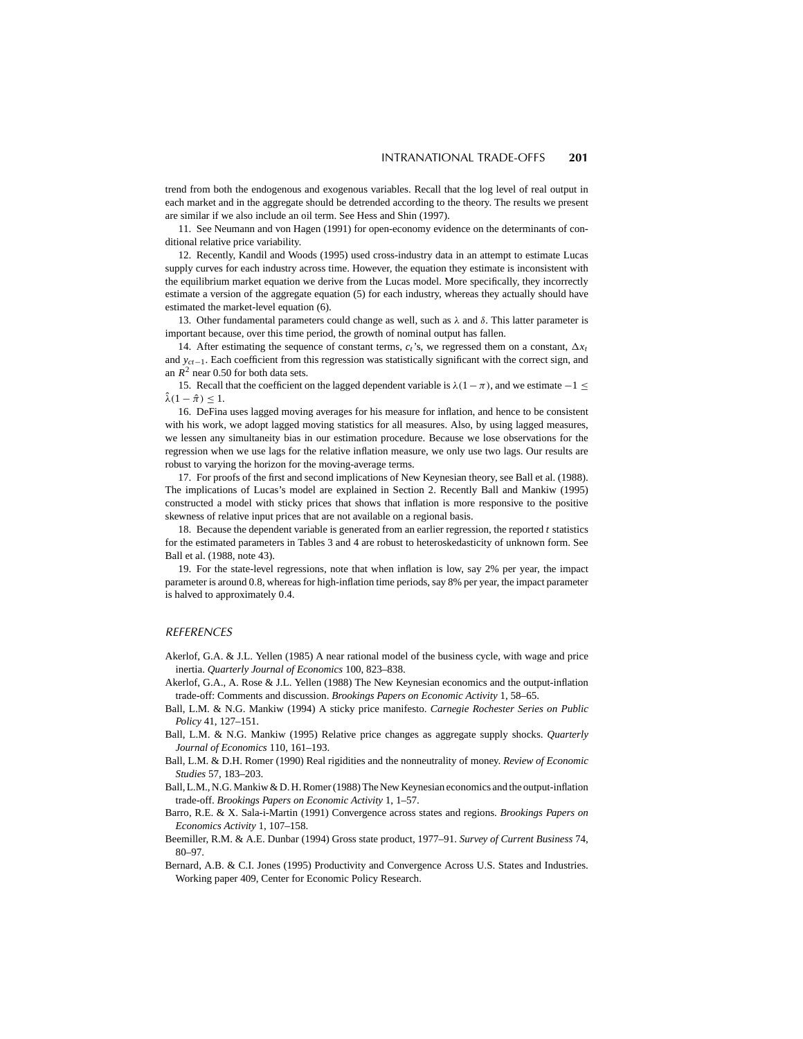trend from both the endogenous and exogenous variables. Recall that the log level of real output in each market and in the aggregate should be detrended according to the theory. The results we present are similar if we also include an oil term. See Hess and Shin (1997).

11. See Neumann and von Hagen (1991) for open-economy evidence on the determinants of conditional relative price variability.

12. Recently, Kandil and Woods (1995) used cross-industry data in an attempt to estimate Lucas supply curves for each industry across time. However, the equation they estimate is inconsistent with the equilibrium market equation we derive from the Lucas model. More specifically, they incorrectly estimate a version of the aggregate equation (5) for each industry, whereas they actually should have estimated the market-level equation (6).

13. Other fundamental parameters could change as well, such as $\lambda$ and $\delta$. This latter parameter is important because, over this time period, the growth of nominal output has fallen.

14. After estimating the sequence of constant terms, $c_t$'s, we regressed them on a constant, $\Delta x_t$ and $y_{ct-1}$. Each coefficient from this regression was statistically significant with the correct sign, and an $R^2$ near 0.50 for both data sets.

15. Recall that the coefficient on the lagged dependent variable is $\lambda(1-\pi)$, and we estimate $-1 \leq \hat{\lambda}(1-\hat{\pi}) \leq 1$.

16. DeFina uses lagged moving averages for his measure for inflation, and hence to be consistent with his work, we adopt lagged moving statistics for all measures. Also, by using lagged measures, we lessen any simultaneity bias in our estimation procedure. Because we lose observations for the regression when we use lags for the relative inflation measure, we only use two lags. Our results are robust to varying the horizon for the moving-average terms.

17. For proofs of the first and second implications of New Keynesian theory, see Ball et al. (1988). The implications of Lucas's model are explained in Section 2. Recently Ball and Mankiw (1995) constructed a model with sticky prices that shows that inflation is more responsive to the positive skewness of relative input prices that are not available on a regional basis.

18. Because the dependent variable is generated from an earlier regression, the reported $t$ statistics for the estimated parameters in Tables 3 and 4 are robust to heteroskedasticity of unknown form. See Ball et al. (1988, note 43).

19. For the state-level regressions, note that when inflation is low, say 2% per year, the impact parameter is around 0.8, whereas for high-inflation time periods, say 8% per year, the impact parameter is halved to approximately 0.4.

## REFERENCES

Akerlof, G.A. & J.L. Yellen (1985) A near rational model of the business cycle, with wage and price inertia. *Quarterly Journal of Economics* 100, 823–838.

Akerlof, G.A., A. Rose & J.L. Yellen (1988) The New Keynesian economics and the output-inflation trade-off: Comments and discussion. *Brookings Papers on Economic Activity* 1, 58–65.

Ball, L.M. & N.G. Mankiw (1994) A sticky price manifesto. *Carnegie Rochester Series on Public Policy* 41, 127–151.

Ball, L.M. & N.G. Mankiw (1995) Relative price changes as aggregate supply shocks. *Quarterly Journal of Economics* 110, 161–193.

Ball, L.M. & D.H. Romer (1990) Real rigidities and the nonneutrality of money. *Review of Economic Studies* 57, 183–203.

Ball, L.M., N.G. Mankiw & D. H. Romer (1988) The New Keynesian economics and the output-inflation trade-off. *Brookings Papers on Economic Activity* 1, 1–57.

Barro, R.E. & X. Sala-i-Martin (1991) Convergence across states and regions. *Brookings Papers on Economics Activity* 1, 107–158.

Beemiller, R.M. & A.E. Dunbar (1994) Gross state product, 1977–91. *Survey of Current Business* 74, 80–97.

Bernard, A.B. & C.I. Jones (1995) Productivity and Convergence Across U.S. States and Industries. Working paper 409, Center for Economic Policy Research.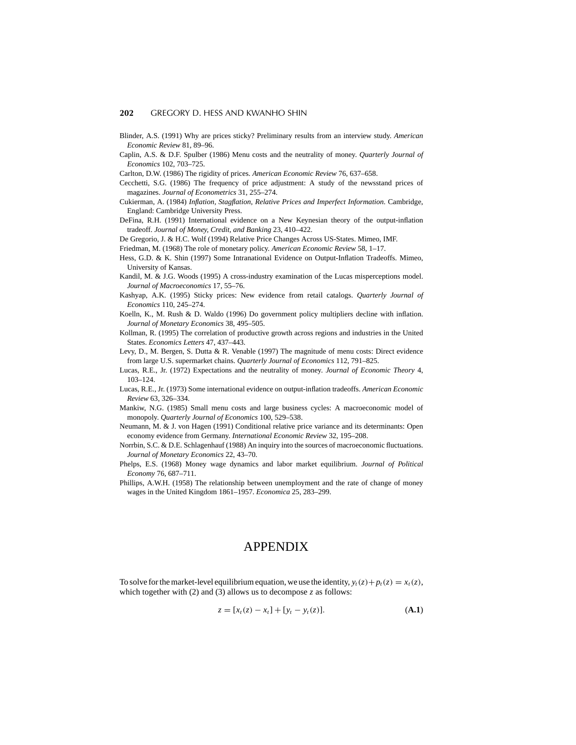Blinder, A.S. (1991) Why are prices sticky? Preliminary results from an interview study. *American Economic Review* 81, 89–96.

Caplin, A.S. & D.F. Spulber (1986) Menu costs and the neutrality of money. *Quarterly Journal of Economics* 102, 703–725.

Carlton, D.W. (1986) The rigidity of prices. *American Economic Review* 76, 637–658.

Cecchetti, S.G. (1986) The frequency of price adjustment: A study of the newsstand prices of magazines. *Journal of Econometrics* 31, 255–274.

Cukierman, A. (1984) *Inflation, Stagflation, Relative Prices and Imperfect Information.* Cambridge, England: Cambridge University Press.

DeFina, R.H. (1991) International evidence on a New Keynesian theory of the output-inflation tradeoff. *Journal of Money, Credit, and Banking* 23, 410–422.

De Gregorio, J. & H.C. Wolf (1994) Relative Price Changes Across US-States. Mimeo, IMF.

Friedman, M. (1968) The role of monetary policy. *American Economic Review* 58, 1–17.

Hess, G.D. & K. Shin (1997) Some Intranational Evidence on Output-Inflation Tradeoffs. Mimeo, University of Kansas.

Kandil, M. & J.G. Woods (1995) A cross-industry examination of the Lucas misperceptions model. *Journal of Macroeconomics* 17, 55–76.

Kashyap, A.K. (1995) Sticky prices: New evidence from retail catalogs. *Quarterly Journal of Economics* 110, 245–274.

Koelln, K., M. Rush & D. Waldo (1996) Do government policy multipliers decline with inflation. *Journal of Monetary Economics* 38, 495–505.

Kollman, R. (1995) The correlation of productive growth across regions and industries in the United States. *Economics Letters* 47, 437–443.

Levy, D., M. Bergen, S. Dutta & R. Venable (1997) The magnitude of menu costs: Direct evidence from large U.S. supermarket chains. *Quarterly Journal of Economics* 112, 791–825.

Lucas, R.E., Jr. (1972) Expectations and the neutrality of money. *Journal of Economic Theory* 4, 103–124.

Lucas, R.E., Jr. (1973) Some international evidence on output-inflation tradeoffs. *American Economic Review* 63, 326–334.

Mankiw, N.G. (1985) Small menu costs and large business cycles: A macroeconomic model of monopoly. *Quarterly Journal of Economics* 100, 529–538.

Neumann, M. & J. von Hagen (1991) Conditional relative price variance and its determinants: Open economy evidence from Germany. *International Economic Review* 32, 195–208.

Norrbin, S.C. & D.E. Schlagenhauf (1988) An inquiry into the sources of macroeconomic fluctuations. *Journal of Monetary Economics* 22, 43–70.

Phelps, E.S. (1968) Money wage dynamics and labor market equilibrium. *Journal of Political Economy* 76, 687–711.

Phillips, A.W.H. (1958) The relationship between unemployment and the rate of change of money wages in the United Kingdom 1861–1957. *Economica* 25, 283–299.

# APPENDIX

To solve for the market-level equilibrium equation, we use the identity, $y_t(z)+p_t(z) = x_t(z)$, which together with (2) and (3) allows us to decompose $z$ as follows:

$$z = [x_t(z) - x_t] + [y_t - y_t(z)]. \tag{A.1}$$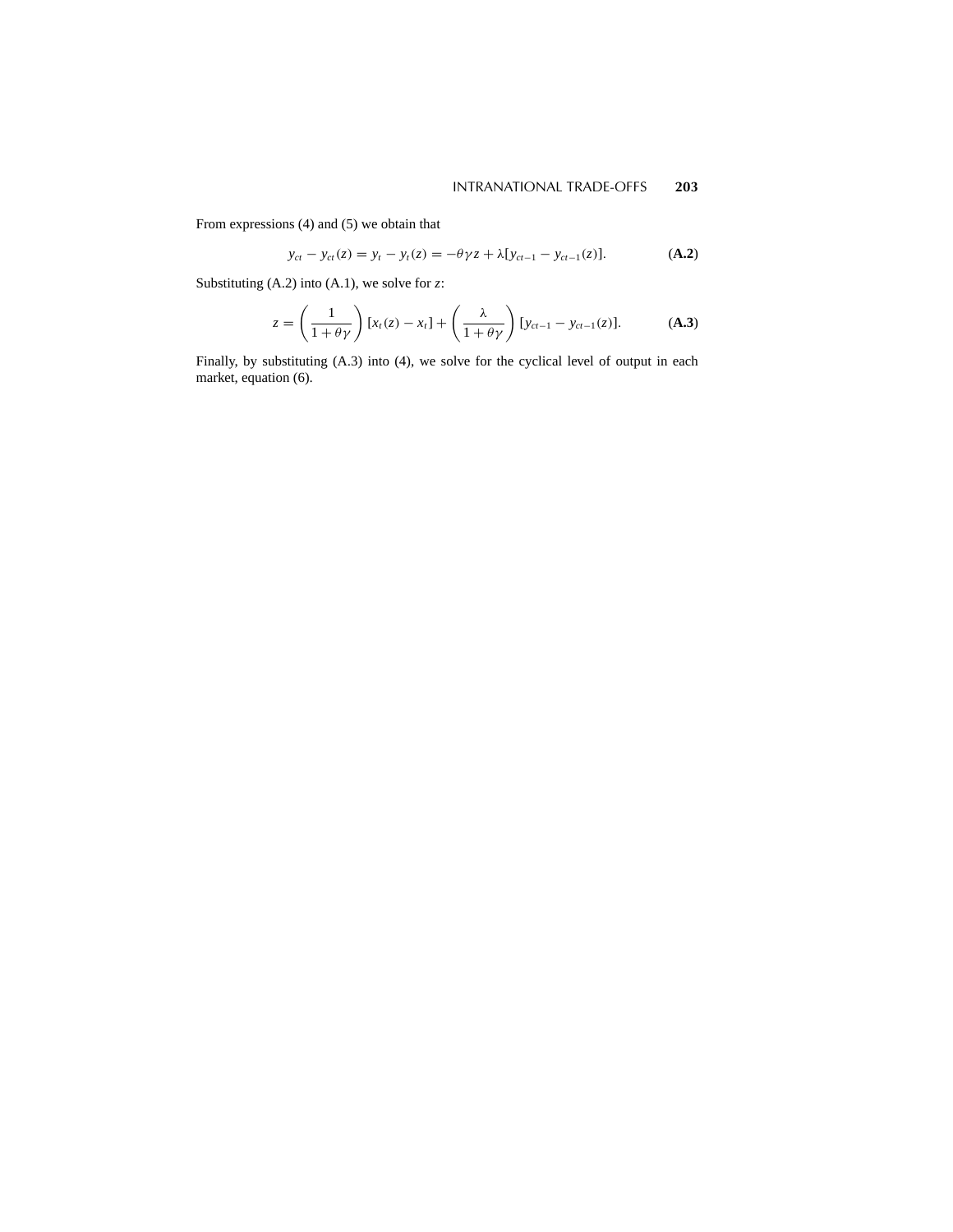From expressions (4) and (5) we obtain that

$$y_{ct} - y_{ct}(z) = y_t - y_t(z) = -\theta\gamma z + \lambda[y_{ct-1} - y_{ct-1}(z)]. \tag{A.2}$$

Substituting (A.2) into (A.1), we solve for $z$:

$$z = \left(\frac{1}{1+\theta\gamma}\right)[x_t(z) - x_t] + \left(\frac{\lambda}{1+\theta\gamma}\right)[y_{ct-1} - y_{ct-1}(z)]. \tag{A.3}$$

Finally, by substituting (A.3) into (4), we solve for the cyclical level of output in each market, equation (6).